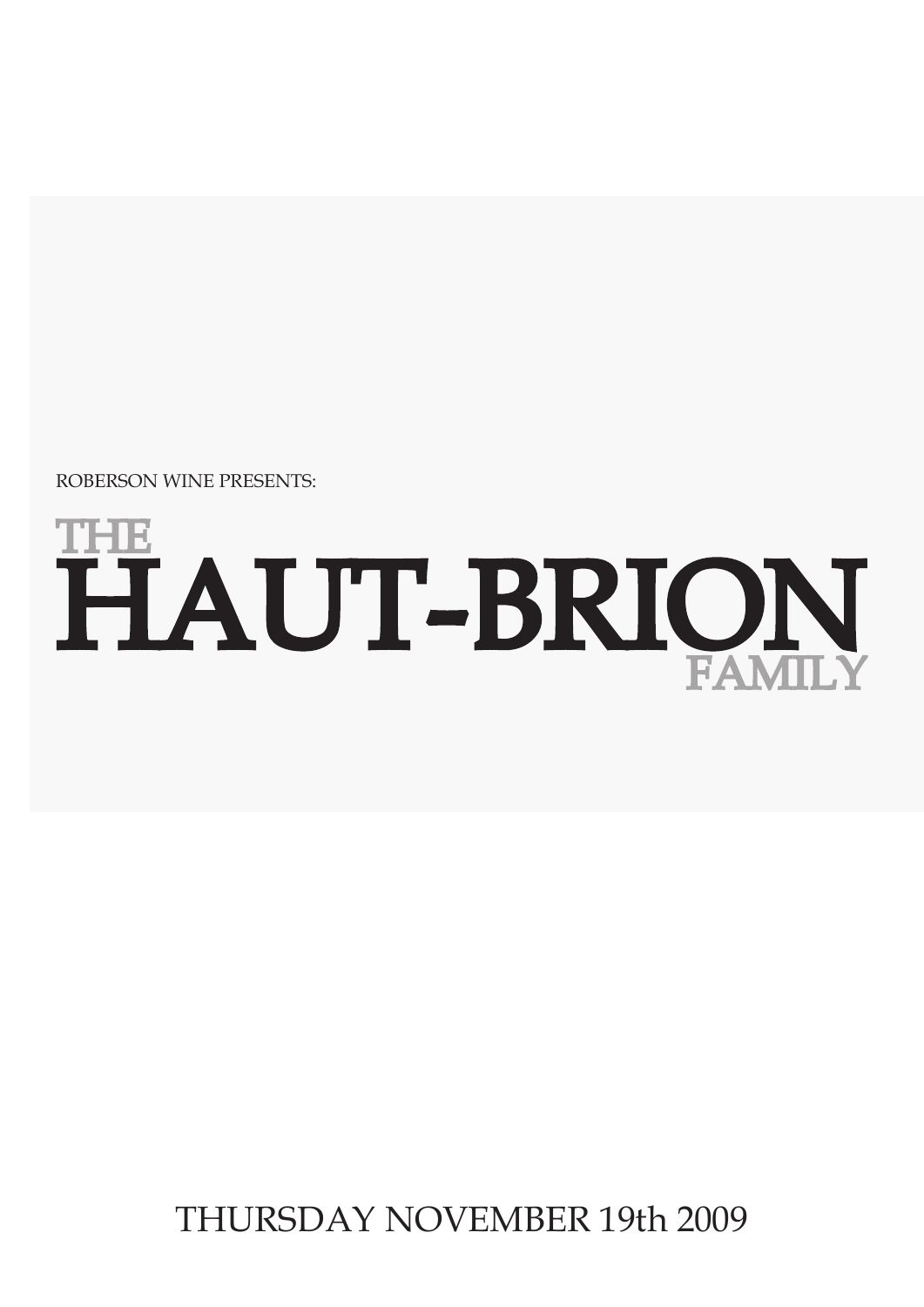ROBERSON WINE PRESENTS:

# THE HAUT-BRION FAMILY

THURSDAY NOVEMBER 19th 2009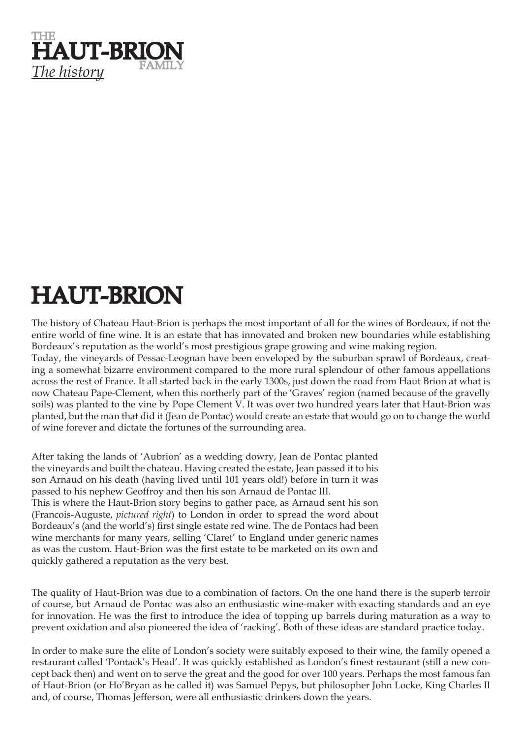THE
**HAUT-BRION**
FAMILY
*The history*

# HAUT-BRION

The history of Chateau Haut-Brion is perhaps the most important of all for the wines of Bordeaux, if not the entire world of fine wine. It is an estate that has innovated and broken new boundaries while establishing Bordeaux's reputation as the world's most prestigious grape growing and wine making region.
Today, the vineyards of Pessac-Leognan have been enveloped by the suburban sprawl of Bordeaux, creating a somewhat bizarre environment compared to the more rural splendour of other famous appellations across the rest of France. It all started back in the early 1300s, just down the road from Haut Brion at what is now Chateau Pape-Clement, when this northerly part of the 'Graves' region (named because of the gravelly soils) was planted to the vine by Pope Clement V. It was over two hundred years later that Haut-Brion was planted, but the man that did it (Jean de Pontac) would create an estate that would go on to change the world of wine forever and dictate the fortunes of the surrounding area.

After taking the lands of 'Aubrion' as a wedding dowry, Jean de Pontac planted the vineyards and built the chateau. Having created the estate, Jean passed it to his son Arnaud on his death (having lived until 101 years old!) before in turn it was passed to his nephew Geoffroy and then his son Arnaud de Pontac III.
This is where the Haut-Brion story begins to gather pace, as Arnaud sent his son (Francois-Auguste, *pictured right*) to London in order to spread the word about Bordeaux's (and the world's) first single estate red wine. The de Pontacs had been wine merchants for many years, selling 'Claret' to England under generic names as was the custom. Haut-Brion was the first estate to be marketed on its own and quickly gathered a reputation as the very best.

The quality of Haut-Brion was due to a combination of factors. On the one hand there is the superb terroir of course, but Arnaud de Pontac was also an enthusiastic wine-maker with exacting standards and an eye for innovation. He was the first to introduce the idea of topping up barrels during maturation as a way to prevent oxidation and also pioneered the idea of 'racking'. Both of these ideas are standard practice today.

In order to make sure the elite of London's society were suitably exposed to their wine, the family opened a restaurant called 'Pontack's Head'. It was quickly established as London's finest restaurant (still a new concept back then) and went on to serve the great and the good for over 100 years. Perhaps the most famous fan of Haut-Brion (or Ho'Bryan as he called it) was Samuel Pepys, but philosopher John Locke, King Charles II and, of course, Thomas Jefferson, were all enthusiastic drinkers down the years.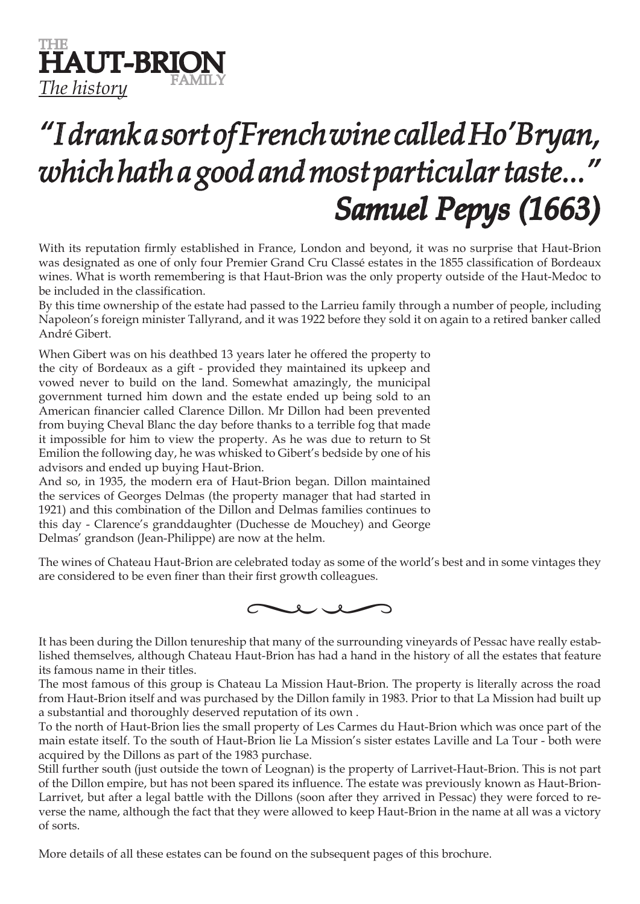# THE HAUT-BRION FAMILY

*The history*

## *"I drank a sort of French wine called Ho'Bryan, which hath a good and most particular taste..."* ***Samuel Pepys (1663)***

With its reputation firmly established in France, London and beyond, it was no surprise that Haut-Brion was designated as one of only four Premier Grand Cru Classé estates in the 1855 classification of Bordeaux wines. What is worth remembering is that Haut-Brion was the only property outside of the Haut-Medoc to be included in the classification.

By this time ownership of the estate had passed to the Larrieu family through a number of people, including Napoleon's foreign minister Tallyrand, and it was 1922 before they sold it on again to a retired banker called André Gibert.

When Gibert was on his deathbed 13 years later he offered the property to the city of Bordeaux as a gift - provided they maintained its upkeep and vowed never to build on the land. Somewhat amazingly, the municipal government turned him down and the estate ended up being sold to an American financier called Clarence Dillon. Mr Dillon had been prevented from buying Cheval Blanc the day before thanks to a terrible fog that made it impossible for him to view the property. As he was due to return to St Emilion the following day, he was whisked to Gibert's bedside by one of his advisors and ended up buying Haut-Brion.

And so, in 1935, the modern era of Haut-Brion began. Dillon maintained the services of Georges Delmas (the property manager that had started in 1921) and this combination of the Dillon and Delmas families continues to this day - Clarence's granddaughter (Duchesse de Mouchey) and George Delmas' grandson (Jean-Philippe) are now at the helm.

The wines of Chateau Haut-Brion are celebrated today as some of the world's best and in some vintages they are considered to be even finer than their first growth colleagues.

It has been during the Dillon tenureship that many of the surrounding vineyards of Pessac have really established themselves, although Chateau Haut-Brion has had a hand in the history of all the estates that feature its famous name in their titles.

The most famous of this group is Chateau La Mission Haut-Brion. The property is literally across the road from Haut-Brion itself and was purchased by the Dillon family in 1983. Prior to that La Mission had built up a substantial and thoroughly deserved reputation of its own .

To the north of Haut-Brion lies the small property of Les Carmes du Haut-Brion which was once part of the main estate itself. To the south of Haut-Brion lie La Mission's sister estates Laville and La Tour - both were acquired by the Dillons as part of the 1983 purchase.

Still further south (just outside the town of Leognan) is the property of Larrivet-Haut-Brion. This is not part of the Dillon empire, but has not been spared its influence. The estate was previously known as Haut-Brion-Larrivet, but after a legal battle with the Dillons (soon after they arrived in Pessac) they were forced to reverse the name, although the fact that they were allowed to keep Haut-Brion in the name at all was a victory of sorts.

More details of all these estates can be found on the subsequent pages of this brochure.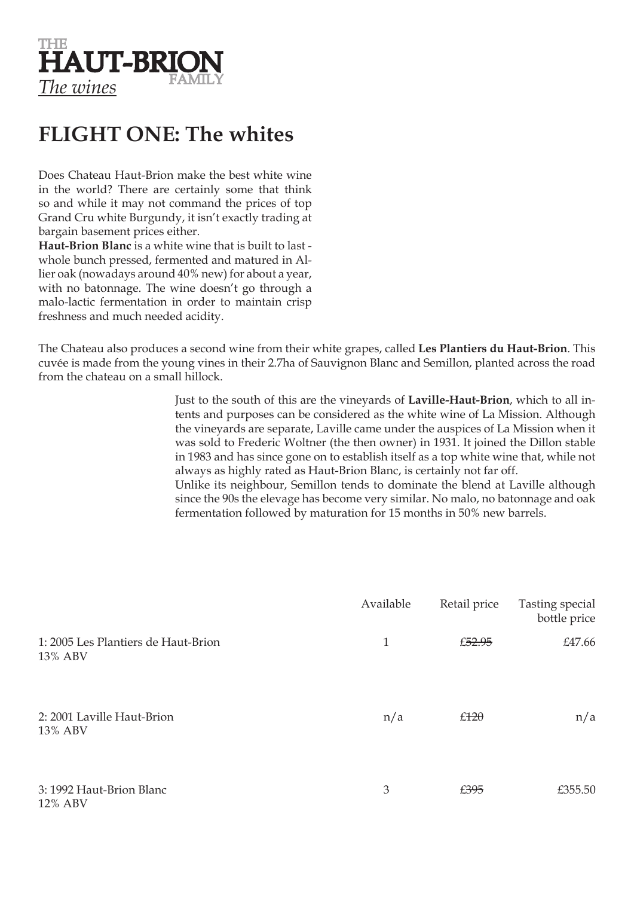THE
HAUT-BRION
FAMILY
*The wines*

# FLIGHT ONE: The whites

Does Chateau Haut-Brion make the best white wine in the world? There are certainly some that think so and while it may not command the prices of top Grand Cru white Burgundy, it isn't exactly trading at bargain basement prices either.

**Haut-Brion Blanc** is a white wine that is built to last - whole bunch pressed, fermented and matured in Allier oak (nowadays around 40% new) for about a year, with no batonnage. The wine doesn't go through a malo-lactic fermentation in order to maintain crisp freshness and much needed acidity.

The Chateau also produces a second wine from their white grapes, called **Les Plantiers du Haut-Brion**. This cuvée is made from the young vines in their 2.7ha of Sauvignon Blanc and Semillon, planted across the road from the chateau on a small hillock.

Just to the south of this are the vineyards of **Laville-Haut-Brion**, which to all intents and purposes can be considered as the white wine of La Mission. Although the vineyards are separate, Laville came under the auspices of La Mission when it was sold to Frederic Woltner (the then owner) in 1931. It joined the Dillon stable in 1983 and has since gone on to establish itself as a top white wine that, while not always as highly rated as Haut-Brion Blanc, is certainly not far off.

Unlike its neighbour, Semillon tends to dominate the blend at Laville although since the 90s the elevage has become very similar. No malo, no batonnage and oak fermentation followed by maturation for 15 months in 50% new barrels.

| | Available | Retail price | Tasting special bottle price |
|---|---|---|---|
| 1: 2005 Les Plantiers de Haut-Brion<br>13% ABV | 1 | ~~£52.95~~ | £47.66 |
| 2: 2001 Laville Haut-Brion<br>13% ABV | n/a | ~~£120~~ | n/a |
| 3: 1992 Haut-Brion Blanc<br>12% ABV | 3 | ~~£395~~ | £355.50 |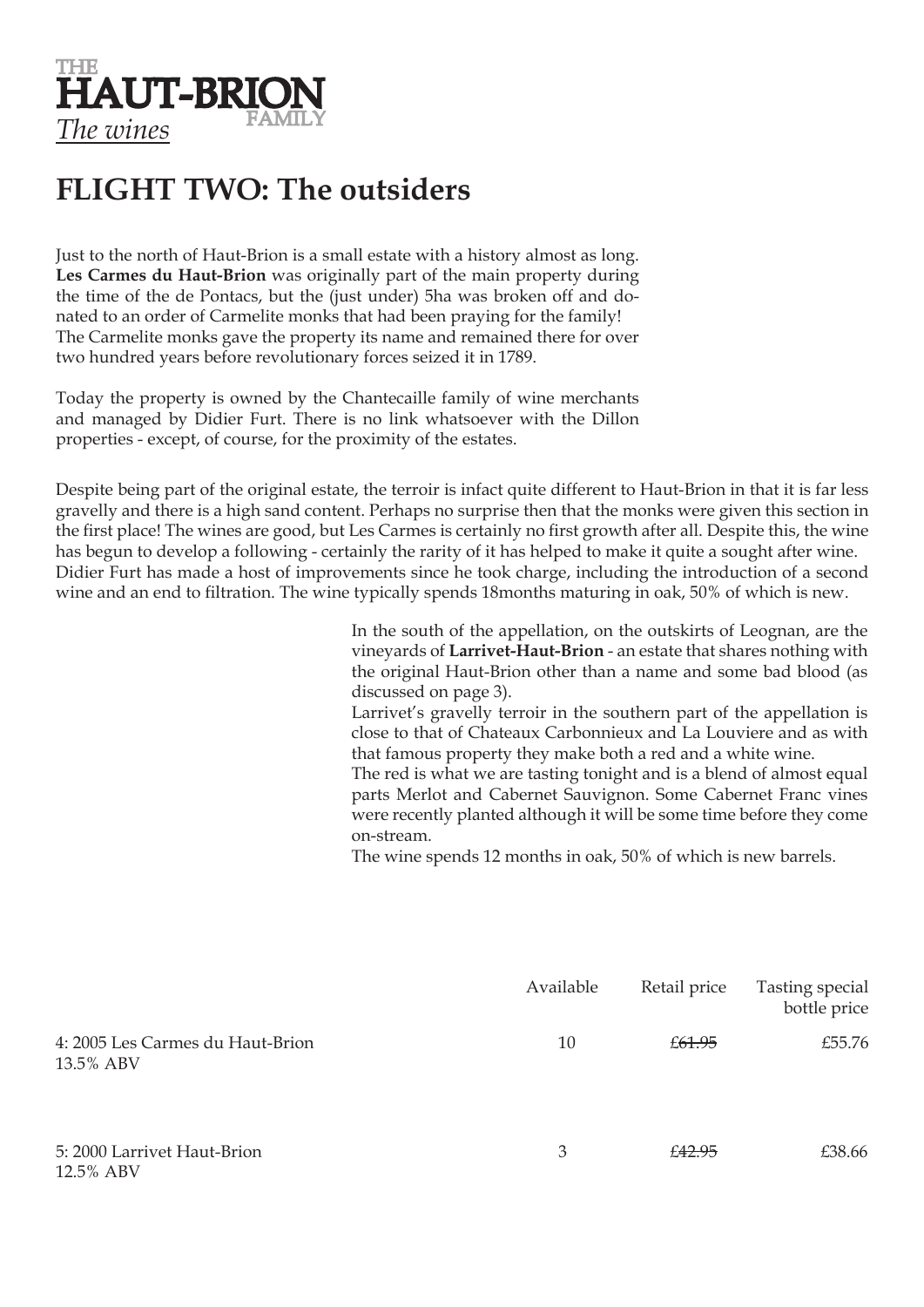THE
HAUT-BRION
FAMILY
*The wines*

# FLIGHT TWO: The outsiders

Just to the north of Haut-Brion is a small estate with a history almost as long. **Les Carmes du Haut-Brion** was originally part of the main property during the time of the de Pontacs, but the (just under) 5ha was broken off and donated to an order of Carmelite monks that had been praying for the family! The Carmelite monks gave the property its name and remained there for over two hundred years before revolutionary forces seized it in 1789.

Today the property is owned by the Chantecaille family of wine merchants and managed by Didier Furt. There is no link whatsoever with the Dillon properties - except, of course, for the proximity of the estates.

Despite being part of the original estate, the terroir is infact quite different to Haut-Brion in that it is far less gravelly and there is a high sand content. Perhaps no surprise then that the monks were given this section in the first place! The wines are good, but Les Carmes is certainly no first growth after all. Despite this, the wine has begun to develop a following - certainly the rarity of it has helped to make it quite a sought after wine. Didier Furt has made a host of improvements since he took charge, including the introduction of a second wine and an end to filtration. The wine typically spends 18months maturing in oak, 50% of which is new.

In the south of the appellation, on the outskirts of Leognan, are the vineyards of **Larrivet-Haut-Brion** - an estate that shares nothing with the original Haut-Brion other than a name and some bad blood (as discussed on page 3).
Larrivet's gravelly terroir in the southern part of the appellation is close to that of Chateaux Carbonnieux and La Louviere and as with that famous property they make both a red and a white wine.
The red is what we are tasting tonight and is a blend of almost equal parts Merlot and Cabernet Sauvignon. Some Cabernet Franc vines were recently planted although it will be some time before they come on-stream.
The wine spends 12 months in oak, 50% of which is new barrels.

| | Available | Retail price | Tasting special bottle price |
|---|---|---|---|
| 4: 2005 Les Carmes du Haut-Brion<br>13.5% ABV | 10 | ~~£61.95~~ | £55.76 |
| 5: 2000 Larrivet Haut-Brion<br>12.5% ABV | 3 | ~~£42.95~~ | £38.66 |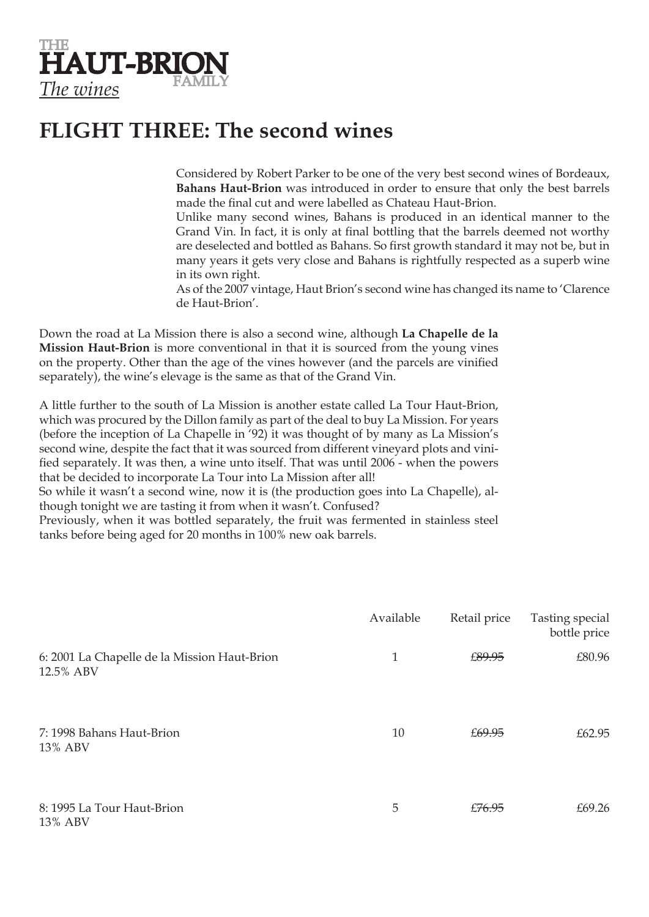THE
HAUT-BRION
FAMILY
*The wines*

# FLIGHT THREE: The second wines

Considered by Robert Parker to be one of the very best second wines of Bordeaux, **Bahans Haut-Brion** was introduced in order to ensure that only the best barrels made the final cut and were labelled as Chateau Haut-Brion.
Unlike many second wines, Bahans is produced in an identical manner to the Grand Vin. In fact, it is only at final bottling that the barrels deemed not worthy are deselected and bottled as Bahans. So first growth standard it may not be, but in many years it gets very close and Bahans is rightfully respected as a superb wine in its own right.
As of the 2007 vintage, Haut Brion's second wine has changed its name to 'Clarence de Haut-Brion'.

Down the road at La Mission there is also a second wine, although **La Chapelle de la Mission Haut-Brion** is more conventional in that it is sourced from the young vines on the property. Other than the age of the vines however (and the parcels are vinified separately), the wine's elevage is the same as that of the Grand Vin.

A little further to the south of La Mission is another estate called La Tour Haut-Brion, which was procured by the Dillon family as part of the deal to buy La Mission. For years (before the inception of La Chapelle in '92) it was thought of by many as La Mission's second wine, despite the fact that it was sourced from different vineyard plots and vinified separately. It was then, a wine unto itself. That was until 2006 - when the powers that be decided to incorporate La Tour into La Mission after all!
So while it wasn't a second wine, now it is (the production goes into La Chapelle), although tonight we are tasting it from when it wasn't. Confused?
Previously, when it was bottled separately, the fruit was fermented in stainless steel tanks before being aged for 20 months in 100% new oak barrels.

| | Available | Retail price | Tasting special bottle price |
|---|---|---|---|
| 6: 2001 La Chapelle de la Mission Haut-Brion<br>12.5% ABV | 1 | ~~£89.95~~ | £80.96 |
| 7: 1998 Bahans Haut-Brion<br>13% ABV | 10 | ~~£69.95~~ | £62.95 |
| 8: 1995 La Tour Haut-Brion<br>13% ABV | 5 | ~~£76.95~~ | £69.26 |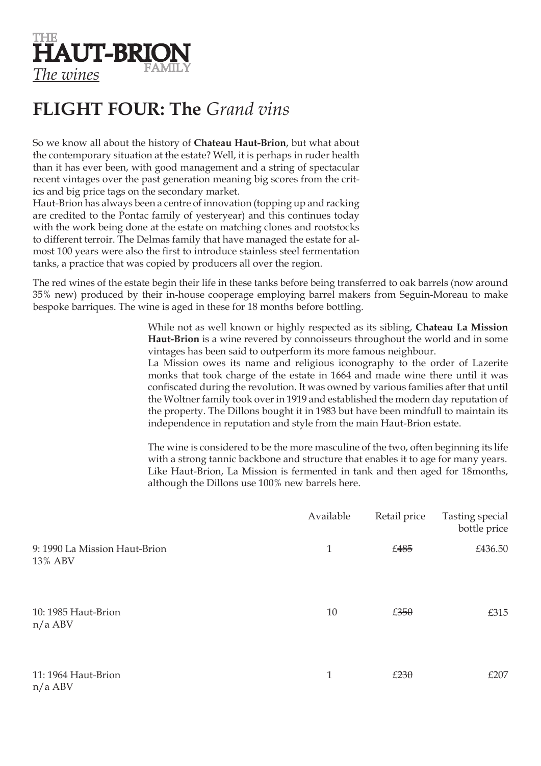THE
# HAUT-BRION
FAMILY
*The wines*

## FLIGHT FOUR: The *Grand vins*

So we know all about the history of **Chateau Haut-Brion**, but what about the contemporary situation at the estate? Well, it is perhaps in ruder health than it has ever been, with good management and a string of spectacular recent vintages over the past generation meaning big scores from the critics and big price tags on the secondary market.
Haut-Brion has always been a centre of innovation (topping up and racking are credited to the Pontac family of yesteryear) and this continues today with the work being done at the estate on matching clones and rootstocks to different terroir. The Delmas family that have managed the estate for almost 100 years were also the first to introduce stainless steel fermentation tanks, a practice that was copied by producers all over the region.

The red wines of the estate begin their life in these tanks before being transferred to oak barrels (now around 35% new) produced by their in-house cooperage employing barrel makers from Seguin-Moreau to make bespoke barriques. The wine is aged in these for 18 months before bottling.

While not as well known or highly respected as its sibling, **Chateau La Mission Haut-Brion** is a wine revered by connoisseurs throughout the world and in some vintages has been said to outperform its more famous neighbour.
La Mission owes its name and religious iconography to the order of Lazerite monks that took charge of the estate in 1664 and made wine there until it was confiscated during the revolution. It was owned by various families after that until the Woltner family took over in 1919 and established the modern day reputation of the property. The Dillons bought it in 1983 but have been mindfull to maintain its independence in reputation and style from the main Haut-Brion estate.

The wine is considered to be the more masculine of the two, often beginning its life with a strong tannic backbone and structure that enables it to age for many years. Like Haut-Brion, La Mission is fermented in tank and then aged for 18months, although the Dillons use 100% new barrels here.

| | Available | Retail price | Tasting special bottle price |
|---|---|---|---|
| 9: 1990 La Mission Haut-Brion 13% ABV | 1 | ~~£485~~ | £436.50 |
| 10: 1985 Haut-Brion n/a ABV | 10 | ~~£350~~ | £315 |
| 11: 1964 Haut-Brion n/a ABV | 1 | ~~£230~~ | £207 |